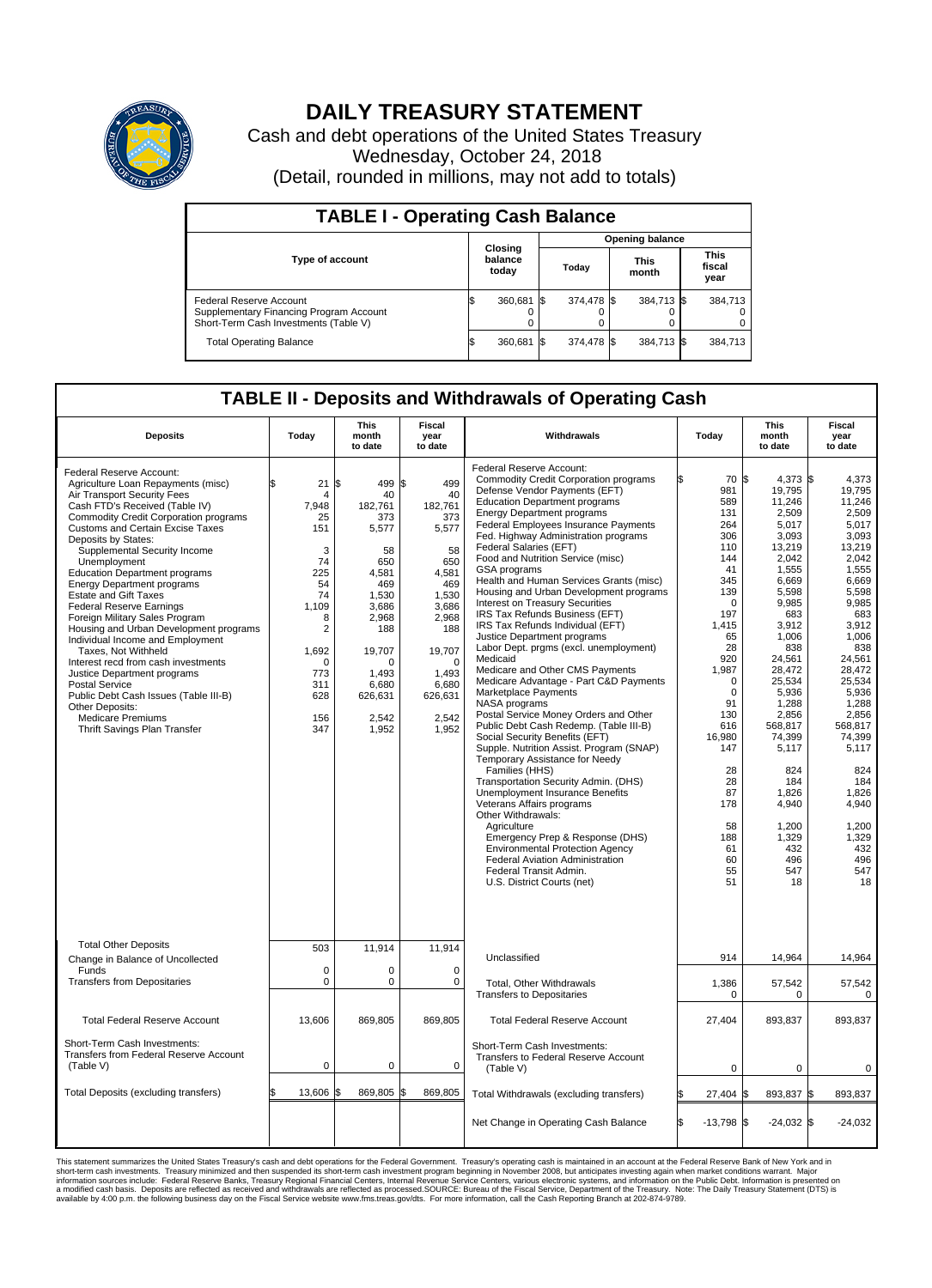# DAILY TREASURY STATEMENT

Cash and debt operations of the United States Treasury
Wednesday, October 24, 2018
(Detail, rounded in millions, may not add to totals)

## TABLE I - Operating Cash Balance

| Type of account | Closing balance today | Opening balance Today | Opening balance This month | Opening balance This fiscal year |
|---|---|---|---|---|
| Federal Reserve Account | $ 360,681 | $ 374,478 | $ 384,713 | $ 384,713 |
| Supplementary Financing Program Account | 0 | 0 | 0 | 0 |
| Short-Term Cash Investments (Table V) | 0 | 0 | 0 | 0 |
| Total Operating Balance | $ 360,681 | $ 374,478 | $ 384,713 | $ 384,713 |

## TABLE II - Deposits and Withdrawals of Operating Cash

| Deposits | Today | This month to date | Fiscal year to date | Withdrawals | Today | This month to date | Fiscal year to date |
|---|---|---|---|---|---|---|---|
| Federal Reserve Account: | | | | Federal Reserve Account: | | | |
| Agriculture Loan Repayments (misc) | $ 21 | $ 499 | $ 499 | Commodity Credit Corporation programs | $ 70 | $ 4,373 | $ 4,373 |
| Air Transport Security Fees | 4 | 40 | 40 | Defense Vendor Payments (EFT) | 981 | 19,795 | 19,795 |
| Cash FTD's Received (Table IV) | 7,948 | 182,761 | 182,761 | Education Department programs | 589 | 11,246 | 11,246 |
| Commodity Credit Corporation programs | 25 | 373 | 373 | Energy Department programs | 131 | 2,509 | 2,509 |
| Customs and Certain Excise Taxes | 151 | 5,577 | 5,577 | Federal Employees Insurance Payments | 264 | 5,017 | 5,017 |
| Deposits by States: | | | | Fed. Highway Administration programs | 306 | 3,093 | 3,093 |
| Supplemental Security Income | 3 | 58 | 58 | Federal Salaries (EFT) | 110 | 13,219 | 13,219 |
| Unemployment | 74 | 650 | 650 | Food and Nutrition Service (misc) | 144 | 2,042 | 2,042 |
| Education Department programs | 225 | 4,581 | 4,581 | GSA programs | 41 | 1,555 | 1,555 |
| Energy Department programs | 54 | 469 | 469 | Health and Human Services Grants (misc) | 345 | 6,669 | 6,669 |
| Estate and Gift Taxes | 74 | 1,530 | 1,530 | Housing and Urban Development programs | 139 | 5,598 | 5,598 |
| Federal Reserve Earnings | 1,109 | 3,686 | 3,686 | Interest on Treasury Securities | 0 | 9,985 | 9,985 |
| Foreign Military Sales Program | 8 | 2,968 | 2,968 | IRS Tax Refunds Business (EFT) | 197 | 683 | 683 |
| Housing and Urban Development programs | 2 | 188 | 188 | IRS Tax Refunds Individual (EFT) | 1,415 | 3,912 | 3,912 |
| Individual Income and Employment | | | | Justice Department programs | 65 | 1,006 | 1,006 |
| Taxes, Not Withheld | 1,692 | 19,707 | 19,707 | Labor Dept. prgms (excl. unemployment) | 28 | 838 | 838 |
| Interest recd from cash investments | 0 | 0 | 0 | Medicaid | 920 | 24,561 | 24,561 |
| Justice Department programs | 773 | 1,493 | 1,493 | Medicare and Other CMS Payments | 1,987 | 28,472 | 28,472 |
| Postal Service | 311 | 6,680 | 6,680 | Medicare Advantage - Part C&D Payments | 0 | 25,534 | 25,534 |
| Public Debt Cash Issues (Table III-B) | 628 | 626,631 | 626,631 | Marketplace Payments | 0 | 5,936 | 5,936 |
| Other Deposits: | | | | NASA programs | 91 | 1,288 | 1,288 |
| Medicare Premiums | 156 | 2,542 | 2,542 | Postal Service Money Orders and Other | 130 | 2,856 | 2,856 |
| Thrift Savings Plan Transfer | 347 | 1,952 | 1,952 | Public Debt Cash Redemp. (Table III-B) | 616 | 568,817 | 568,817 |
| | | | | Social Security Benefits (EFT) | 16,980 | 74,399 | 74,399 |
| | | | | Supple. Nutrition Assist. Program (SNAP) | 147 | 5,117 | 5,117 |
| | | | | Temporary Assistance for Needy Families (HHS) | 28 | 824 | 824 |
| | | | | Transportation Security Admin. (DHS) | 28 | 184 | 184 |
| | | | | Unemployment Insurance Benefits | 87 | 1,826 | 1,826 |
| | | | | Veterans Affairs programs | 178 | 4,940 | 4,940 |
| | | | | Other Withdrawals: | | | |
| | | | | Agriculture | 58 | 1,200 | 1,200 |
| | | | | Emergency Prep & Response (DHS) | 188 | 1,329 | 1,329 |
| | | | | Environmental Protection Agency | 61 | 432 | 432 |
| | | | | Federal Aviation Administration | 60 | 496 | 496 |
| | | | | Federal Transit Admin. | 55 | 547 | 547 |
| | | | | U.S. District Courts (net) | 51 | 18 | 18 |
| Total Other Deposits | 503 | 11,914 | 11,914 | Unclassified | 914 | 14,964 | 14,964 |
| Change in Balance of Uncollected Funds | 0 | 0 | 0 | | | | |
| Transfers from Depositaries | 0 | 0 | 0 | Total, Other Withdrawals | 1,386 | 57,542 | 57,542 |
| | | | | Transfers to Depositaries | 0 | 0 | 0 |
| Total Federal Reserve Account | 13,606 | 869,805 | 869,805 | Total Federal Reserve Account | 27,404 | 893,837 | 893,837 |
| Short-Term Cash Investments: Transfers from Federal Reserve Account (Table V) | 0 | 0 | 0 | Short-Term Cash Investments: Transfers to Federal Reserve Account (Table V) | 0 | 0 | 0 |
| Total Deposits (excluding transfers) | $ 13,606 | $ 869,805 | $ 869,805 | Total Withdrawals (excluding transfers) | $ 27,404 | $ 893,837 | $ 893,837 |
| | | | | Net Change in Operating Cash Balance | $ -13,798 | $ -24,032 | $ -24,032 |

This statement summarizes the United States Treasury's cash and debt operations for the Federal Government. Treasury's operating cash is maintained in an account at the Federal Reserve Bank of New York and in short-term cash investments. Treasury minimized and then suspended its short-term cash investment program beginning in November 2008, but anticipates investing again when market conditions warrant. Major information sources include: Federal Reserve Banks, Treasury Regional Financial Centers, Internal Revenue Service Centers, various electronic systems, and information on the Public Debt. Information is presented on a modified cash basis. Deposits are reflected as received and withdrawals are reflected as processed.SOURCE: Bureau of the Fiscal Service, Department of the Treasury. Note: The Daily Treasury Statement (DTS) is available by 4:00 p.m. the following business day on the Fiscal Service website www.fms.treas.gov/dts. For more information, call the Cash Reporting Branch at 202-874-9789.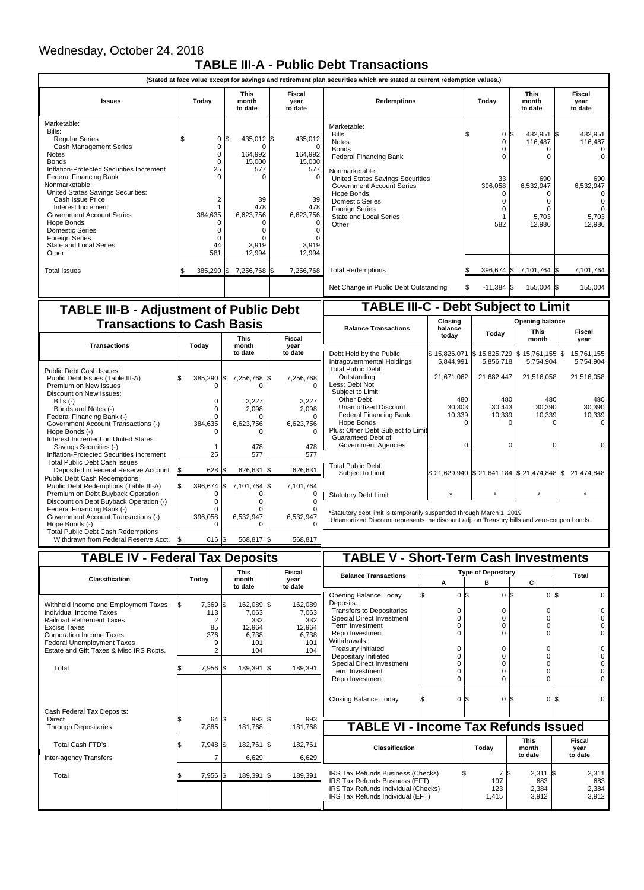Wednesday, October 24, 2018

# TABLE III-A - Public Debt Transactions

(Stated at face value except for savings and retirement plan securities which are stated at current redemption values.)

| Issues | Today | This month to date | Fiscal year to date |
|---|---|---|---|
| Marketable: | | | |
| Bills: | | | |
| Regular Series | $ 0 | $ 435,012 | $ 435,012 |
| Cash Management Series | 0 | 0 | 0 |
| Notes | 0 | 164,992 | 164,992 |
| Bonds | 0 | 15,000 | 15,000 |
| Inflation-Protected Securities Increment | 25 | 577 | 577 |
| Federal Financing Bank | 0 | 0 | 0 |
| Nonmarketable: | | | |
| United States Savings Securities: | | | |
| Cash Issue Price | 2 | 39 | 39 |
| Interest Increment | 1 | 478 | 478 |
| Government Account Series | 384,635 | 6,623,756 | 6,623,756 |
| Hope Bonds | 0 | 0 | 0 |
| Domestic Series | 0 | 0 | 0 |
| Foreign Series | 0 | 0 | 0 |
| State and Local Series | 44 | 3,919 | 3,919 |
| Other | 581 | 12,994 | 12,994 |
| Total Issues | $ 385,290 | $ 7,256,768 | $ 7,256,768 |

| Redemptions | Today | This month to date | Fiscal year to date |
|---|---|---|---|
| Marketable: | | | |
| Bills | $ 0 | $ 432,951 | $ 432,951 |
| Notes | 0 | 116,487 | 116,487 |
| Bonds | 0 | 0 | 0 |
| Federal Financing Bank | 0 | 0 | 0 |
| Nonmarketable: | | | |
| United States Savings Securities | 33 | 690 | 690 |
| Government Account Series | 396,058 | 6,532,947 | 6,532,947 |
| Hope Bonds | 0 | 0 | 0 |
| Domestic Series | 0 | 0 | 0 |
| Foreign Series | 0 | 0 | 0 |
| State and Local Series | 1 | 5,703 | 5,703 |
| Other | 582 | 12,986 | 12,986 |
| Total Redemptions | $ 396,674 | $ 7,101,764 | $ 7,101,764 |
| Net Change in Public Debt Outstanding | $ -11,384 | $ 155,004 | $ 155,004 |

# TABLE III-B - Adjustment of Public Debt Transactions to Cash Basis

| Transactions | Today | This month to date | Fiscal year to date |
|---|---|---|---|
| Public Debt Cash Issues: | | | |
| Public Debt Issues (Table III-A) | $ 385,290 | $ 7,256,768 | $ 7,256,768 |
| Premium on New Issues | 0 | 0 | 0 |
| Discount on New Issues: | | | |
| Bills (-) | 0 | 3,227 | 3,227 |
| Bonds and Notes (-) | 0 | 2,098 | 2,098 |
| Federal Financing Bank (-) | 0 | 0 | 0 |
| Government Account Transactions (-) | 384,635 | 6,623,756 | 6,623,756 |
| Hope Bonds (-) | 0 | 0 | 0 |
| Interest Increment on United States Savings Securities (-) | 1 | 478 | 478 |
| Inflation-Protected Securities Increment | 25 | 577 | 577 |
| Total Public Debt Cash Issues Deposited in Federal Reserve Account | $ 628 | $ 626,631 | $ 626,631 |
| Public Debt Cash Redemptions: | | | |
| Public Debt Redemptions (Table III-A) | $ 396,674 | $ 7,101,764 | $ 7,101,764 |
| Premium on Debt Buyback Operation | 0 | 0 | 0 |
| Discount on Debt Buyback Operation (-) | 0 | 0 | 0 |
| Federal Financing Bank (-) | 0 | 0 | 0 |
| Government Account Transactions (-) | 396,058 | 6,532,947 | 6,532,947 |
| Hope Bonds (-) | 0 | 0 | 0 |
| Total Public Debt Cash Redemptions Withdrawn from Federal Reserve Acct. | $ 616 | $ 568,817 | $ 568,817 |

# TABLE III-C - Debt Subject to Limit

| Balance Transactions | Closing balance today | Opening balance Today | Opening balance This month | Opening balance Fiscal year |
|---|---|---|---|---|
| Debt Held by the Public | $ 15,826,071 | $ 15,825,729 | $ 15,761,155 | $ 15,761,155 |
| Intragovernmental Holdings | 5,844,991 | 5,856,718 | 5,754,904 | 5,754,904 |
| Total Public Debt Outstanding | 21,671,062 | 21,682,447 | 21,516,058 | 21,516,058 |
| Less: Debt Not Subject to Limit: | | | | |
| Other Debt | 480 | 480 | 480 | 480 |
| Unamortized Discount | 30,303 | 30,443 | 30,390 | 30,390 |
| Federal Financing Bank | 10,339 | 10,339 | 10,339 | 10,339 |
| Hope Bonds | 0 | 0 | 0 | 0 |
| Plus: Other Debt Subject to Limit | | | | |
| Guaranteed Debt of Government Agencies | 0 | 0 | 0 | 0 |
| Total Public Debt Subject to Limit | $ 21,629,940 | $ 21,641,184 | $ 21,474,848 | $ 21,474,848 |
| Statutory Debt Limit | * | * | * | * |

*Statutory debt limit is temporarily suspended through March 1, 2019
Unamortized Discount represents the discount adj. on Treasury bills and zero-coupon bonds.

# TABLE IV - Federal Tax Deposits

| Classification | Today | This month to date | Fiscal year to date |
|---|---|---|---|
| Withheld Income and Employment Taxes | $ 7,369 | $ 162,089 | $ 162,089 |
| Individual Income Taxes | 113 | 7,063 | 7,063 |
| Railroad Retirement Taxes | 2 | 332 | 332 |
| Excise Taxes | 85 | 12,964 | 12,964 |
| Corporation Income Taxes | 376 | 6,738 | 6,738 |
| Federal Unemployment Taxes | 9 | 101 | 101 |
| Estate and Gift Taxes & Misc IRS Rcpts. | 2 | 104 | 104 |
| Total | $ 7,956 | $ 189,391 | $ 189,391 |
| Cash Federal Tax Deposits: | | | |
| Direct | $ 64 | $ 993 | $ 993 |
| Through Depositaries | 7,885 | 181,768 | 181,768 |
| Total Cash FTD's | $ 7,948 | $ 182,761 | $ 182,761 |
| Inter-agency Transfers | 7 | 6,629 | 6,629 |
| Total | $ 7,956 | $ 189,391 | $ 189,391 |

# TABLE V - Short-Term Cash Investments

| Balance Transactions | Type of Depositary A | B | C | Total |
|---|---|---|---|---|
| Opening Balance Today | $ 0 | $ 0 | $ 0 | $ 0 |
| Deposits: | | | | |
| Transfers to Depositaries | 0 | 0 | 0 | 0 |
| Special Direct Investment | 0 | 0 | 0 | 0 |
| Term Investment | 0 | 0 | 0 | 0 |
| Repo Investment | 0 | 0 | 0 | 0 |
| Withdrawals: | | | | |
| Treasury Initiated | 0 | 0 | 0 | 0 |
| Depositary Initiated | 0 | 0 | 0 | 0 |
| Special Direct Investment | 0 | 0 | 0 | 0 |
| Term Investment | 0 | 0 | 0 | 0 |
| Repo Investment | 0 | 0 | 0 | 0 |
| Closing Balance Today | $ 0 | $ 0 | $ 0 | $ 0 |

# TABLE VI - Income Tax Refunds Issued

| Classification | Today | This month to date | Fiscal year to date |
|---|---|---|---|
| IRS Tax Refunds Business (Checks) | $ 7 | $ 2,311 | $ 2,311 |
| IRS Tax Refunds Business (EFT) | 197 | 683 | 683 |
| IRS Tax Refunds Individual (Checks) | 123 | 2,384 | 2,384 |
| IRS Tax Refunds Individual (EFT) | 1,415 | 3,912 | 3,912 |